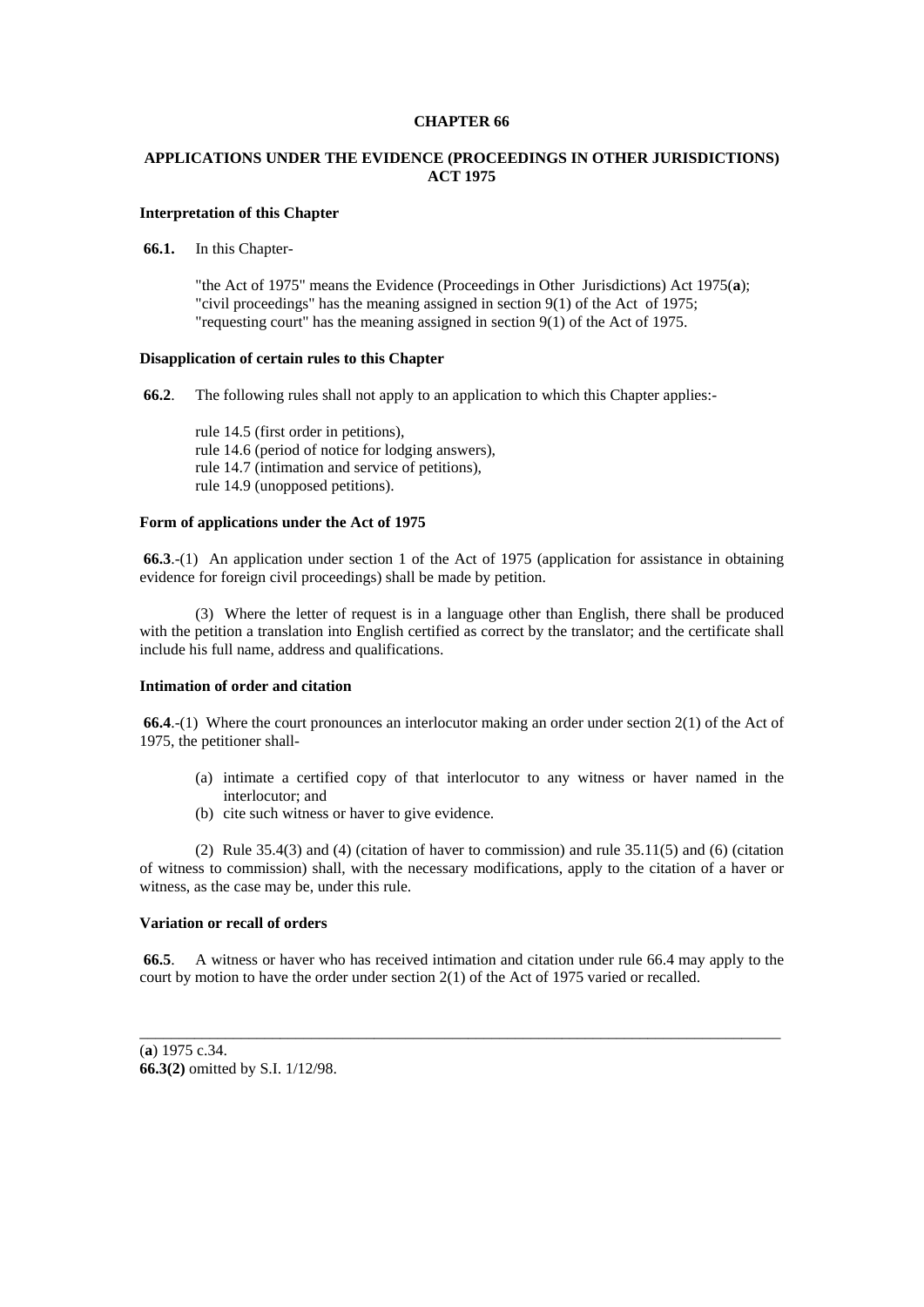# CHAPTER 66

## APPLICATIONS UNDER THE EVIDENCE (PROCEEDINGS IN OTHER JURISDICTIONS) ACT 1975

### Interpretation of this Chapter

**66.1.** In this Chapter-

"the Act of 1975" means the Evidence (Proceedings in Other Jurisdictions) Act 1975(**a**);
"civil proceedings" has the meaning assigned in section 9(1) of the Act of 1975;
"requesting court" has the meaning assigned in section 9(1) of the Act of 1975.

### Disapplication of certain rules to this Chapter

**66.2**. The following rules shall not apply to an application to which this Chapter applies:-

rule 14.5 (first order in petitions),
rule 14.6 (period of notice for lodging answers),
rule 14.7 (intimation and service of petitions),
rule 14.9 (unopposed petitions).

### Form of applications under the Act of 1975

**66.3**.-(1) An application under section 1 of the Act of 1975 (application for assistance in obtaining evidence for foreign civil proceedings) shall be made by petition.

(3) Where the letter of request is in a language other than English, there shall be produced with the petition a translation into English certified as correct by the translator; and the certificate shall include his full name, address and qualifications.

### Intimation of order and citation

**66.4**.-(1) Where the court pronounces an interlocutor making an order under section 2(1) of the Act of 1975, the petitioner shall-

- (a) intimate a certified copy of that interlocutor to any witness or haver named in the interlocutor; and
- (b) cite such witness or haver to give evidence.

(2) Rule 35.4(3) and (4) (citation of haver to commission) and rule 35.11(5) and (6) (citation of witness to commission) shall, with the necessary modifications, apply to the citation of a haver or witness, as the case may be, under this rule.

### Variation or recall of orders

**66.5**. A witness or haver who has received intimation and citation under rule 66.4 may apply to the court by motion to have the order under section 2(1) of the Act of 1975 varied or recalled.

---

(**a**) 1975 c.34.
**66.3(2)** omitted by S.I. 1/12/98.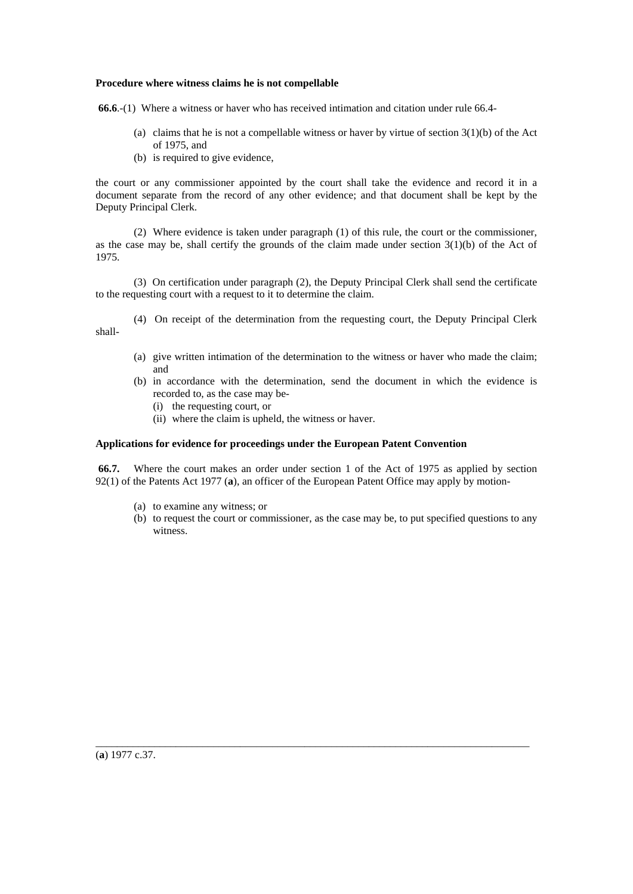**Procedure where witness claims he is not compellable**

**66.6**.-(1) Where a witness or haver who has received intimation and citation under rule 66.4-

(a) claims that he is not a compellable witness or haver by virtue of section 3(1)(b) of the Act of 1975, and
(b) is required to give evidence,

the court or any commissioner appointed by the court shall take the evidence and record it in a document separate from the record of any other evidence; and that document shall be kept by the Deputy Principal Clerk.

(2) Where evidence is taken under paragraph (1) of this rule, the court or the commissioner, as the case may be, shall certify the grounds of the claim made under section 3(1)(b) of the Act of 1975.

(3) On certification under paragraph (2), the Deputy Principal Clerk shall send the certificate to the requesting court with a request to it to determine the claim.

(4) On receipt of the determination from the requesting court, the Deputy Principal Clerk shall-

(a) give written intimation of the determination to the witness or haver who made the claim; and
(b) in accordance with the determination, send the document in which the evidence is recorded to, as the case may be-
   (i) the requesting court, or
   (ii) where the claim is upheld, the witness or haver.

**Applications for evidence for proceedings under the European Patent Convention**

**66.7.** Where the court makes an order under section 1 of the Act of 1975 as applied by section 92(1) of the Patents Act 1977 (**a**), an officer of the European Patent Office may apply by motion-

(a) to examine any witness; or
(b) to request the court or commissioner, as the case may be, to put specified questions to any witness.

---

(**a**) 1977 c.37.